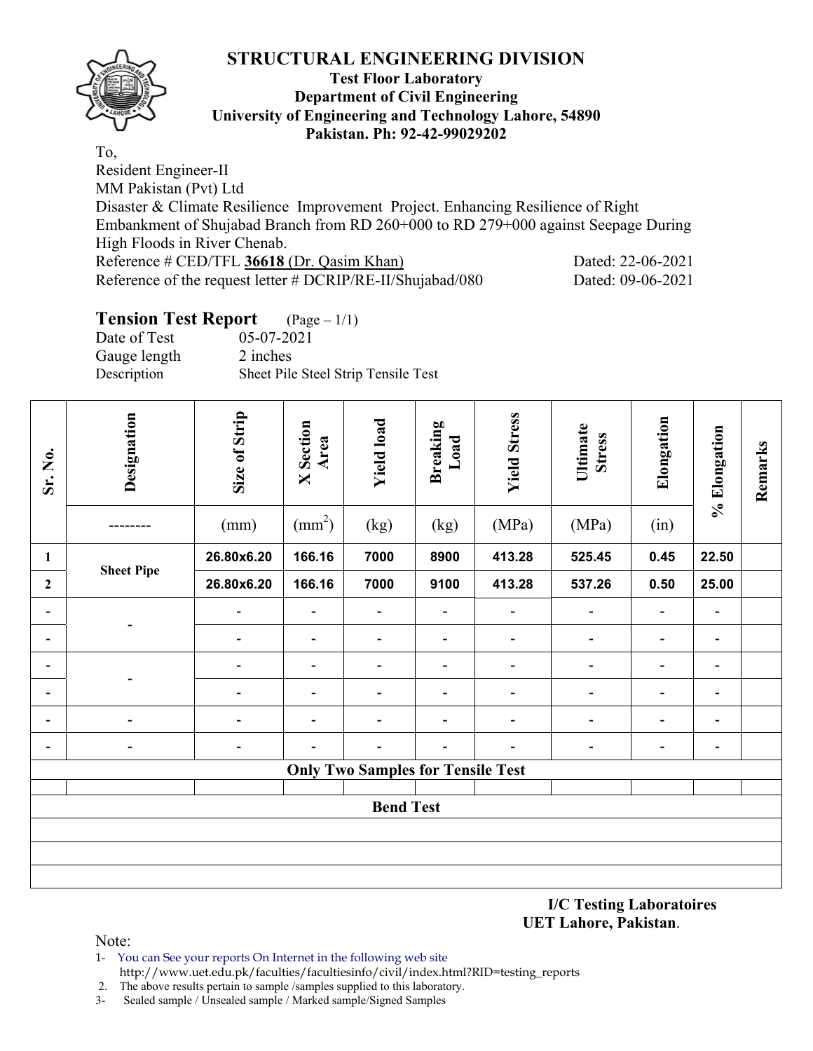# STRUCTURAL ENGINEERING DIVISION

**Test Floor Laboratory**
**Department of Civil Engineering**
**University of Engineering and Technology Lahore, 54890**
**Pakistan. Ph: 92-42-99029202**

To,
Resident Engineer-II
MM Pakistan (Pvt) Ltd
Disaster & Climate Resilience Improvement Project. Enhancing Resilience of Right Embankment of Shujabad Branch from RD 260+000 to RD 279+000 against Seepage During High Floods in River Chenab.
Reference # CED/TFL **36618** (Dr. Qasim Khan) Dated: 22-06-2021
Reference of the request letter # DCRIP/RE-II/Shujabad/080 Dated: 09-06-2021

## Tension Test Report (Page – 1/1)

Date of Test 05-07-2021
Gauge length 2 inches
Description Sheet Pile Steel Strip Tensile Test

| Sr. No. | Designation | Size of Strip | X Section Area | Yield load | Breaking Load | Yield Stress | Ultimate Stress | Elongation | % Elongation | Remarks |
|---|---|---|---|---|---|---|---|---|---|---|
| | -------- | (mm) | ($mm^2$) | (kg) | (kg) | (MPa) | (MPa) | (in) | | |
| **1** | **Sheet Pipe** | **26.80x6.20** | **166.16** | **7000** | **8900** | **413.28** | **525.45** | **0.45** | **22.50** | |
| **2** | | **26.80x6.20** | **166.16** | **7000** | **9100** | **413.28** | **537.26** | **0.50** | **25.00** | |
| - | - | - | - | - | - | - | - | - | - | |
| - | | - | - | - | - | - | - | - | - | |
| - | - | - | - | - | - | - | - | - | - | |
| - | | - | - | - | - | - | - | - | - | |
| - | - | - | - | - | - | - | - | - | - | |
| - | - | - | - | - | - | - | - | - | - | |
| **Only Two Samples for Tensile Test** | | | | | | | | | | |
| | | | | | | | | | | |
| **Bend Test** | | | | | | | | | | |
| | | | | | | | | | | |
| | | | | | | | | | | |
| | | | | | | | | | | |

**I/C Testing Laboratoires**
**UET Lahore, Pakistan**.

Note:
1- You can See your reports On Internet in the following web site http://www.uet.edu.pk/faculties/facultiesinfo/civil/index.html?RID=testing_reports
2. The above results pertain to sample /samples supplied to this laboratory.
3- Sealed sample / Unsealed sample / Marked sample/Signed Samples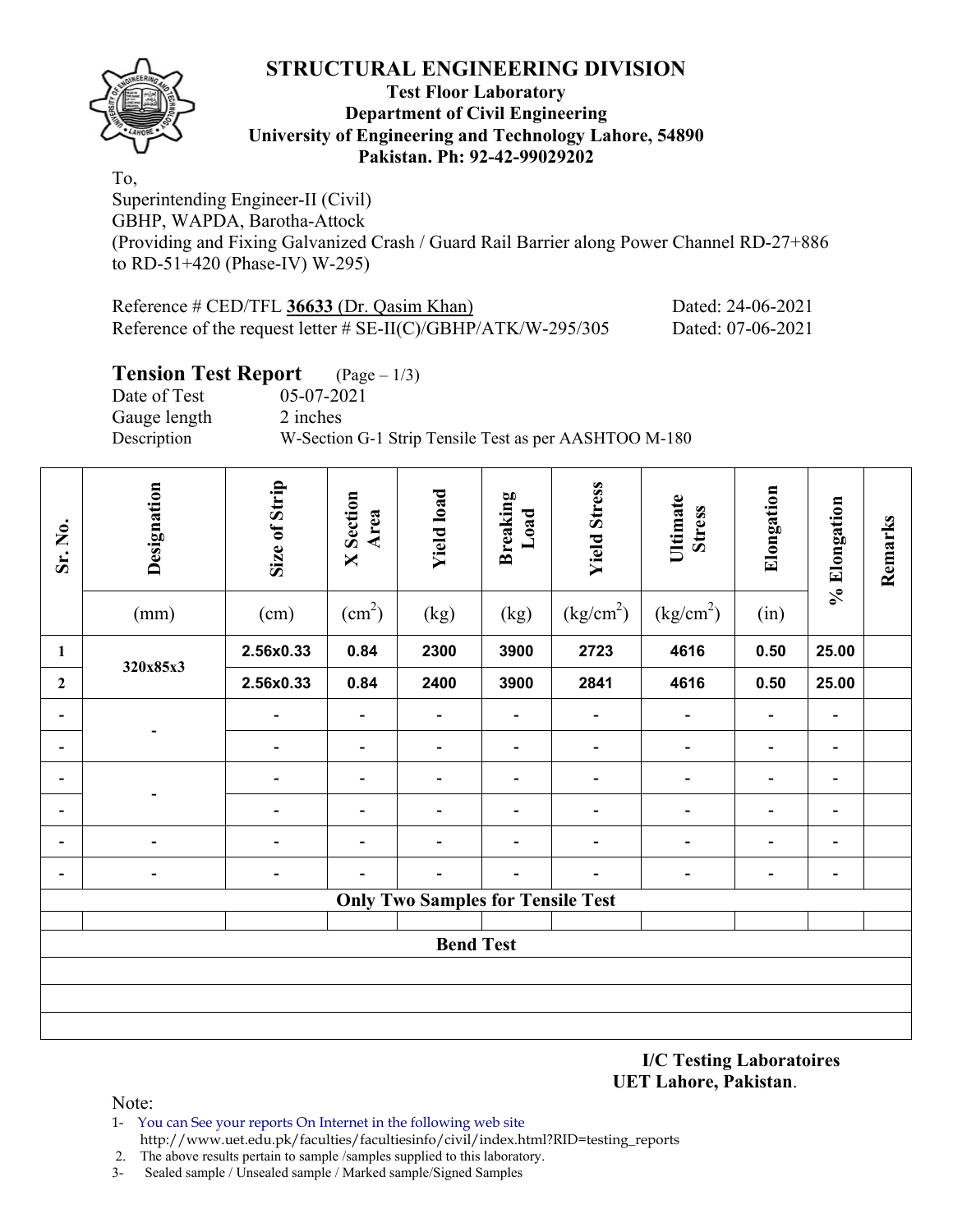# STRUCTURAL ENGINEERING DIVISION

**Test Floor Laboratory**
**Department of Civil Engineering**
**University of Engineering and Technology Lahore, 54890**
**Pakistan. Ph: 92-42-99029202**

To,
Superintending Engineer-II (Civil)
GBHP, WAPDA, Barotha-Attock
(Providing and Fixing Galvanized Crash / Guard Rail Barrier along Power Channel RD-27+886 to RD-51+420 (Phase-IV) W-295)

Reference # CED/TFL **36633** (Dr. Qasim Khan) Dated: 24-06-2021
Reference of the request letter # SE-II(C)/GBHP/ATK/W-295/305 Dated: 07-06-2021

## Tension Test Report (Page – 1/3)

Date of Test 05-07-2021
Gauge length 2 inches
Description W-Section G-1 Strip Tensile Test as per AASHTOO M-180

| Sr. No. | Designation | Size of Strip | X Section Area | Yield load | Breaking Load | Yield Stress | Ultimate Stress | Elongation | % Elongation | Remarks |
|---|---|---|---|---|---|---|---|---|---|---|
| | (mm) | (cm) | ($cm^2$) | (kg) | (kg) | ($kg/cm^2$) | ($kg/cm^2$) | (in) | | |
| **1** | **320x85x3** | **2.56x0.33** | **0.84** | **2300** | **3900** | **2723** | **4616** | **0.50** | **25.00** | |
| **2** | | **2.56x0.33** | **0.84** | **2400** | **3900** | **2841** | **4616** | **0.50** | **25.00** | |
| - | - | - | - | - | - | - | - | - | - | |
| - | | - | - | - | - | - | - | - | - | |
| - | - | - | - | - | - | - | - | - | - | |
| - | | - | - | - | - | - | - | - | - | |
| - | - | - | - | - | - | - | - | - | - | |
| - | - | - | - | - | - | - | - | - | - | |
| **Only Two Samples for Tensile Test** | | | | | | | | | | |
| | | | | | | | | | | |
| **Bend Test** | | | | | | | | | | |
| | | | | | | | | | | |
| | | | | | | | | | | |
| | | | | | | | | | | |

**I/C Testing Laboratoires**
**UET Lahore, Pakistan**.

Note:
1- You can See your reports On Internet in the following web site
http://www.uet.edu.pk/faculties/facultiesinfo/civil/index.html?RID=testing_reports
2. The above results pertain to sample /samples supplied to this laboratory.
3- Sealed sample / Unsealed sample / Marked sample/Signed Samples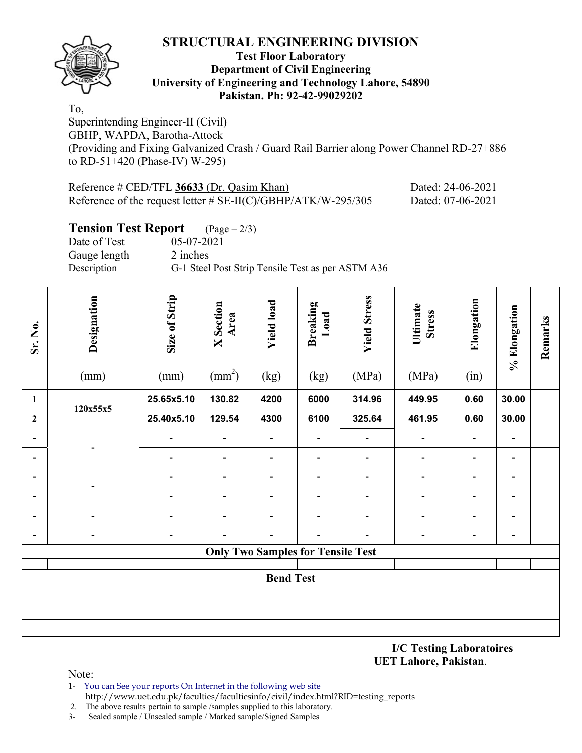# STRUCTURAL ENGINEERING DIVISION

**Test Floor Laboratory**
**Department of Civil Engineering**
**University of Engineering and Technology Lahore, 54890**
**Pakistan. Ph: 92-42-99029202**

To,
Superintending Engineer-II (Civil)
GBHP, WAPDA, Barotha-Attock
(Providing and Fixing Galvanized Crash / Guard Rail Barrier along Power Channel RD-27+886 to RD-51+420 (Phase-IV) W-295)

Reference # CED/TFL **36633** (Dr. Qasim Khan) Dated: 24-06-2021
Reference of the request letter # SE-II(C)/GBHP/ATK/W-295/305 Dated: 07-06-2021

## Tension Test Report (Page – 2/3)

Date of Test 05-07-2021
Gauge length 2 inches
Description G-1 Steel Post Strip Tensile Test as per ASTM A36

| Sr. No. | Designation | Size of Strip | X Section Area | Yield load | Breaking Load | Yield Stress | Ultimate Stress | Elongation | % Elongation | Remarks |
|---|---|---|---|---|---|---|---|---|---|---|
| | (mm) | (mm) | ($mm^2$) | (kg) | (kg) | (MPa) | (MPa) | (in) | | |
| **1** | **120x55x5** | **25.65x5.10** | **130.82** | **4200** | **6000** | **314.96** | **449.95** | **0.60** | **30.00** | |
| **2** | | **25.40x5.10** | **129.54** | **4300** | **6100** | **325.64** | **461.95** | **0.60** | **30.00** | |
| - | - | - | - | - | - | - | - | - | - | |
| - | | - | - | - | - | - | - | - | - | |
| - | - | - | - | - | - | - | - | - | - | |
| - | | - | - | - | - | - | - | - | - | |
| - | - | - | - | - | - | - | - | - | - | |
| - | - | - | - | - | - | - | - | - | - | |
| **Only Two Samples for Tensile Test** | | | | | | | | | | |
| **Bend Test** | | | | | | | | | | |

**I/C Testing Laboratoires**
**UET Lahore, Pakistan**.

Note:
1- You can See your reports On Internet in the following web site
http://www.uet.edu.pk/faculties/facultiesinfo/civil/index.html?RID=testing_reports
2. The above results pertain to sample /samples supplied to this laboratory.
3- Sealed sample / Unsealed sample / Marked sample/Signed Samples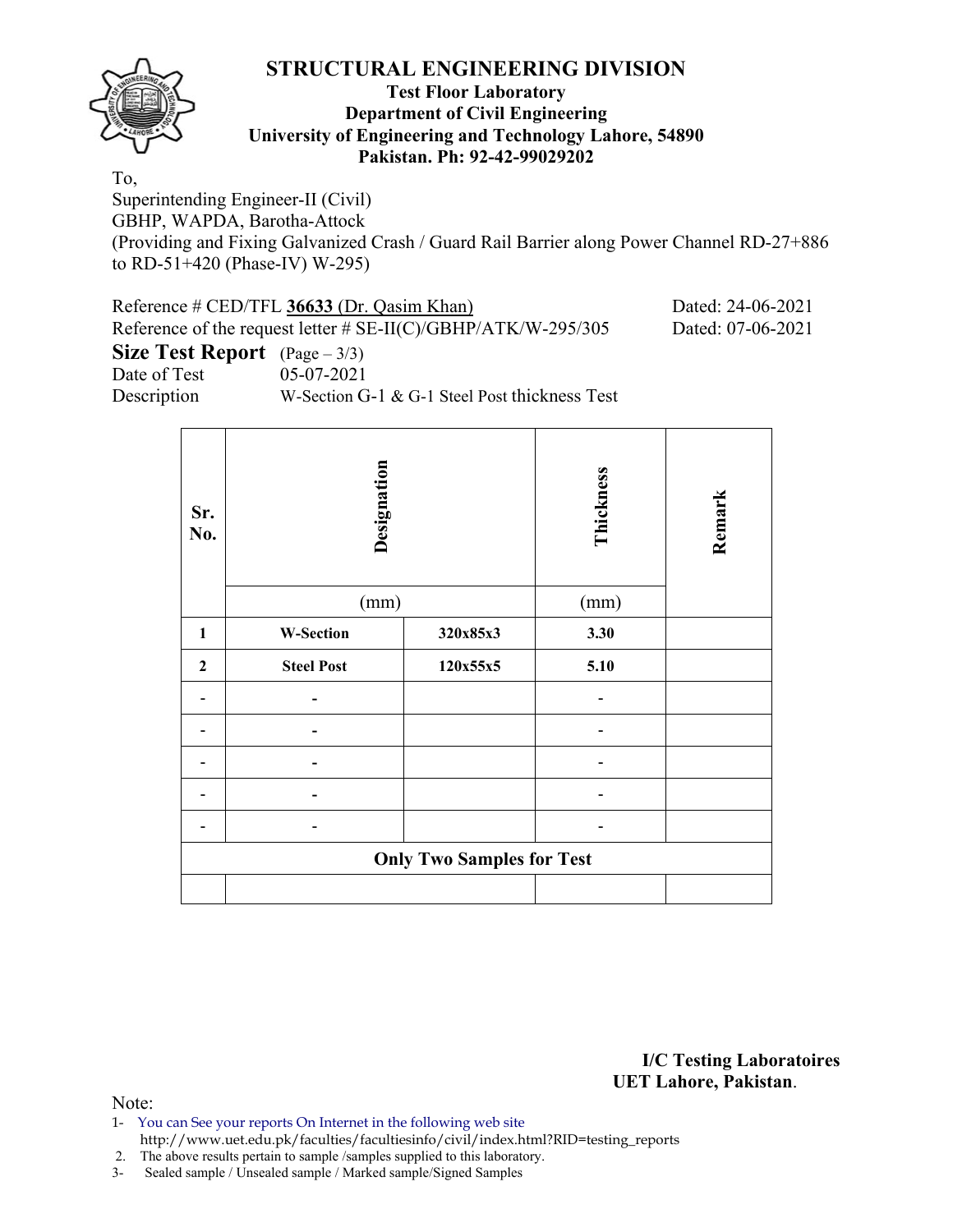# STRUCTURAL ENGINEERING DIVISION

**Test Floor Laboratory**
**Department of Civil Engineering**
**University of Engineering and Technology Lahore, 54890**
**Pakistan. Ph: 92-42-99029202**

To,
Superintending Engineer-II (Civil)
GBHP, WAPDA, Barotha-Attock
(Providing and Fixing Galvanized Crash / Guard Rail Barrier along Power Channel RD-27+886 to RD-51+420 (Phase-IV) W-295)

Reference # CED/TFL **36633** (Dr. Qasim Khan) Dated: 24-06-2021
Reference of the request letter # SE-II(C)/GBHP/ATK/W-295/305 Dated: 07-06-2021

**Size Test Report** (Page – 3/3)
Date of Test 05-07-2021
Description W-Section G-1 & G-1 Steel Post thickness Test

| Sr. No. | Designation | | Thickness | Remark |
|---|---|---|---|---|
| | (mm) | | (mm) | |
| **1** | **W-Section** | **320x85x3** | **3.30** | |
| **2** | **Steel Post** | **120x55x5** | **5.10** | |
| - | - | | - | |
| - | - | | - | |
| - | - | | - | |
| - | - | | - | |
| - | - | | - | |
| **Only Two Samples for Test** | | | | |
| | | | | |

**I/C Testing Laboratoires**
**UET Lahore, Pakistan.**

Note:
1- You can See your reports On Internet in the following web site
http://www.uet.edu.pk/faculties/facultiesinfo/civil/index.html?RID=testing_reports
2. The above results pertain to sample /samples supplied to this laboratory.
3- Sealed sample / Unsealed sample / Marked sample/Signed Samples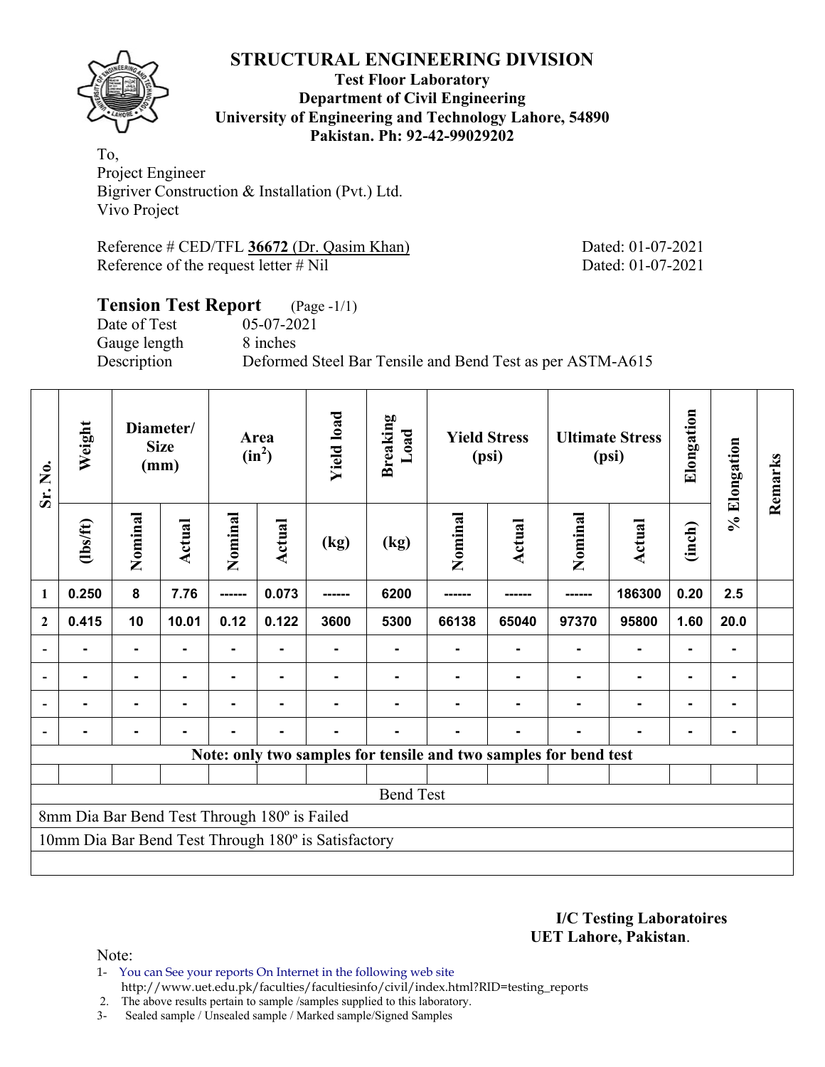# STRUCTURAL ENGINEERING DIVISION

**Test Floor Laboratory**
**Department of Civil Engineering**
**University of Engineering and Technology Lahore, 54890**
**Pakistan. Ph: 92-42-99029202**

To,
Project Engineer
Bigriver Construction & Installation (Pvt.) Ltd.
Vivo Project

Reference # CED/TFL **36672** (Dr. Qasim Khan) Dated: 01-07-2021
Reference of the request letter # Nil Dated: 01-07-2021

## Tension Test Report (Page -1/1)

Date of Test 05-07-2021
Gauge length 8 inches
Description Deformed Steel Bar Tensile and Bend Test as per ASTM-A615

| Sr. No. | Weight | Diameter/ Size (mm) | | Area ($in^2$) | | Yield load | Breaking Load | Yield Stress (psi) | | Ultimate Stress (psi) | | Elongation | % Elongation | Remarks |
|---|---|---|---|---|---|---|---|---|---|---|---|---|---|---|
| | (lbs/ft) | Nominal | Actual | Nominal | Actual | (kg) | (kg) | Nominal | Actual | Nominal | Actual | (inch) | | |
| 1 | 0.250 | 8 | 7.76 | ------ | 0.073 | ------ | 6200 | ------ | ------ | ------ | 186300 | 0.20 | 2.5 | |
| 2 | 0.415 | 10 | 10.01 | 0.12 | 0.122 | 3600 | 5300 | 66138 | 65040 | 97370 | 95800 | 1.60 | 20.0 | |
| - | - | - | - | - | - | - | - | - | - | - | - | - | - | |
| - | - | - | - | - | - | - | - | - | - | - | - | - | - | |
| - | - | - | - | - | - | - | - | - | - | - | - | - | - | |
| - | - | - | - | - | - | - | - | - | - | - | - | - | - | |

**Note: only two samples for tensile and two samples for bend test**

Bend Test

8mm Dia Bar Bend Test Through 180º is Failed

10mm Dia Bar Bend Test Through 180º is Satisfactory

**I/C Testing Laboratoires**
**UET Lahore, Pakistan**.

Note:

1- You can See your reports On Internet in the following web site
http://www.uet.edu.pk/faculties/facultiesinfo/civil/index.html?RID=testing_reports
2. The above results pertain to sample /samples supplied to this laboratory.
3- Sealed sample / Unsealed sample / Marked sample/Signed Samples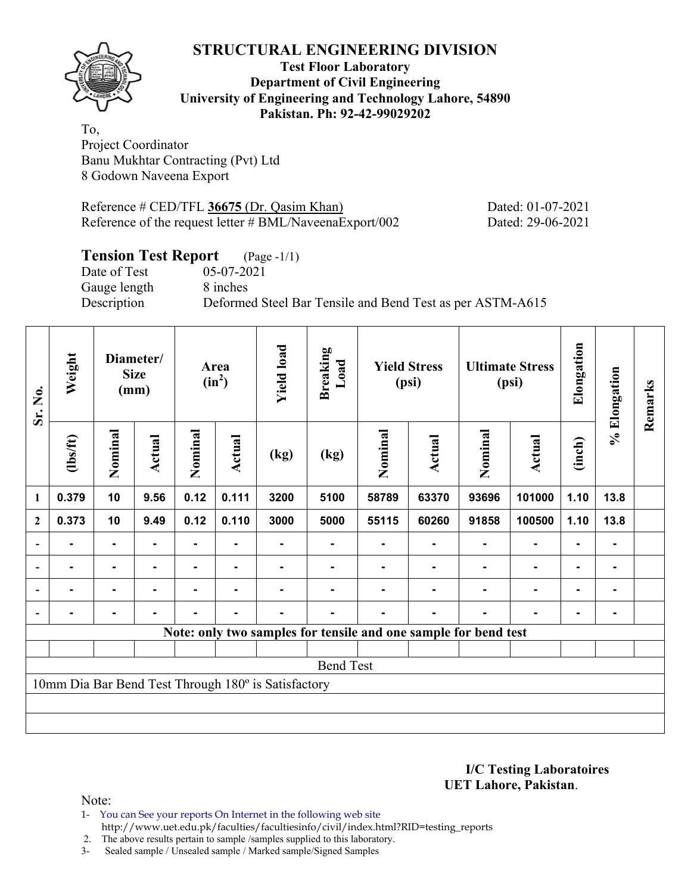# STRUCTURAL ENGINEERING DIVISION

**Test Floor Laboratory**
**Department of Civil Engineering**
**University of Engineering and Technology Lahore, 54890**
**Pakistan. Ph: 92-42-99029202**

To,
Project Coordinator
Banu Mukhtar Contracting (Pvt) Ltd
8 Godown Naveena Export

Reference # CED/TFL **36675** (Dr. Qasim Khan) Dated: 01-07-2021
Reference of the request letter # BML/NaveenaExport/002 Dated: 29-06-2021

## Tension Test Report (Page -1/1)

Date of Test 05-07-2021
Gauge length 8 inches
Description Deformed Steel Bar Tensile and Bend Test as per ASTM-A615

| Sr. No. | Weight | Diameter/ Size (mm) | | Area (in$^2$) | | Yield load | Breaking Load | Yield Stress (psi) | | Ultimate Stress (psi) | | Elongation | % Elongation | Remarks |
|---|---|---|---|---|---|---|---|---|---|---|---|---|---|---|
| | (lbs/ft) | Nominal | Actual | Nominal | Actual | (kg) | (kg) | Nominal | Actual | Nominal | Actual | (inch) | | |
| 1 | 0.379 | 10 | 9.56 | 0.12 | 0.111 | 3200 | 5100 | 58789 | 63370 | 93696 | 101000 | 1.10 | 13.8 | |
| 2 | 0.373 | 10 | 9.49 | 0.12 | 0.110 | 3000 | 5000 | 55115 | 60260 | 91858 | 100500 | 1.10 | 13.8 | |
| - | - | - | - | - | - | - | - | - | - | - | - | - | - | |
| - | - | - | - | - | - | - | - | - | - | - | - | - | - | |
| - | - | - | - | - | - | - | - | - | - | - | - | - | - | |
| - | - | - | - | - | - | - | - | - | - | - | - | - | - | |
| **Note: only two samples for tensile and one sample for bend test** | | | | | | | | | | | | | | |
| Bend Test | | | | | | | | | | | | | | |
| 10mm Dia Bar Bend Test Through 180º is Satisfactory | | | | | | | | | | | | | | |

**I/C Testing Laboratoires**
**UET Lahore, Pakistan**.

Note:
1- You can See your reports On Internet in the following web site
http://www.uet.edu.pk/faculties/facultiesinfo/civil/index.html?RID=testing_reports
2. The above results pertain to sample /samples supplied to this laboratory.
3- Sealed sample / Unsealed sample / Marked sample/Signed Samples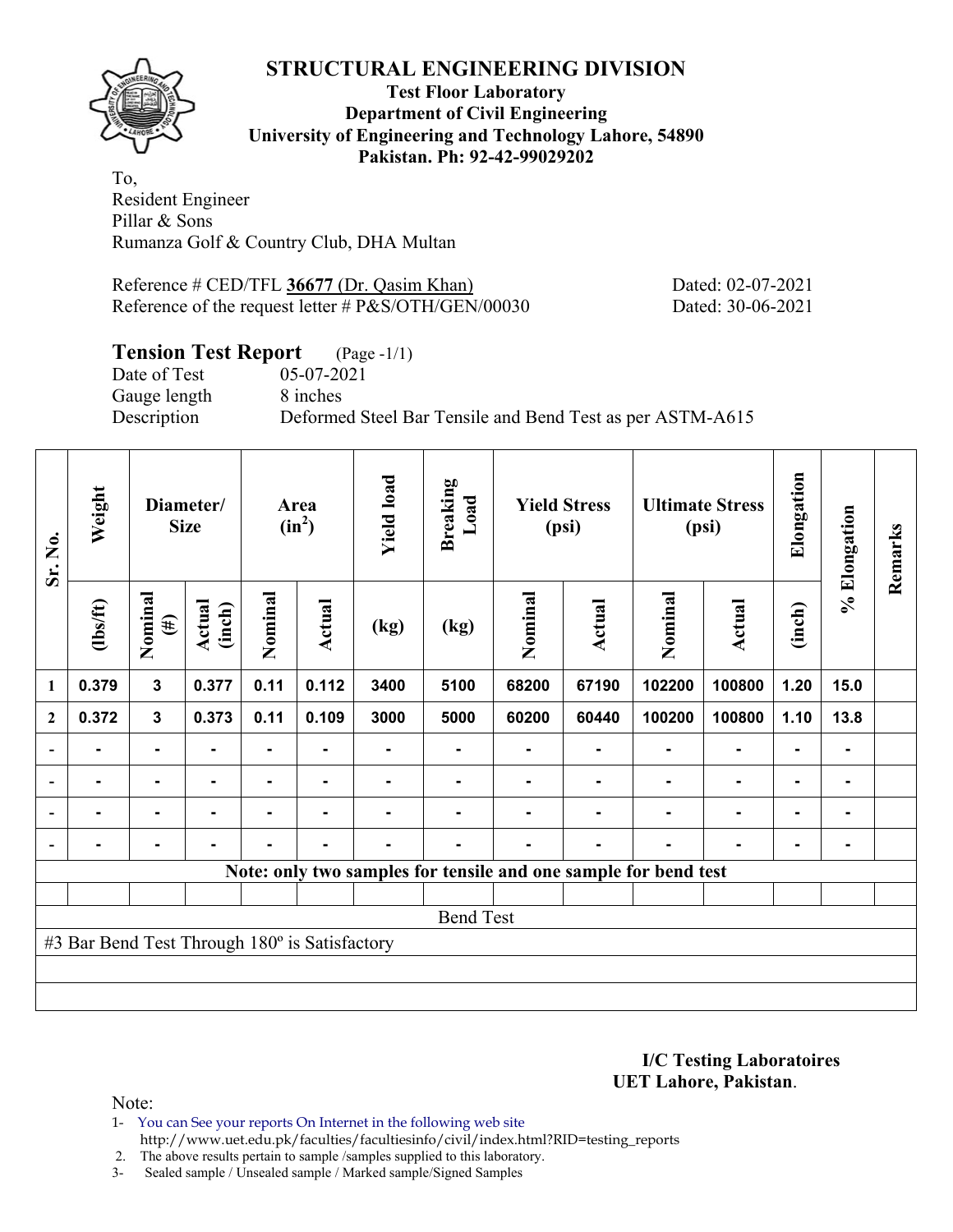# STRUCTURAL ENGINEERING DIVISION

**Test Floor Laboratory**
**Department of Civil Engineering**
**University of Engineering and Technology Lahore, 54890**
**Pakistan. Ph: 92-42-99029202**

To,
Resident Engineer
Pillar & Sons
Rumanza Golf & Country Club, DHA Multan

Reference # CED/TFL **36677** (Dr. Qasim Khan) Dated: 02-07-2021
Reference of the request letter # P&S/OTH/GEN/00030 Dated: 30-06-2021

## Tension Test Report (Page -1/1)

Date of Test 05-07-2021
Gauge length 8 inches
Description Deformed Steel Bar Tensile and Bend Test as per ASTM-A615

| Sr. No. | Weight | Diameter/ Size | | Area ($in^2$) | | Yield load | Breaking Load | Yield Stress (psi) | | Ultimate Stress (psi) | | Elongation | % Elongation | Remarks |
|---|---|---|---|---|---|---|---|---|---|---|---|---|---|---|
| | (lbs/ft) | Nominal (#) | Actual (inch) | Nominal | Actual | (kg) | (kg) | Nominal | Actual | Nominal | Actual | (inch) | | |
| 1 | 0.379 | 3 | 0.377 | 0.11 | 0.112 | 3400 | 5100 | 68200 | 67190 | 102200 | 100800 | 1.20 | 15.0 | |
| 2 | 0.372 | 3 | 0.373 | 0.11 | 0.109 | 3000 | 5000 | 60200 | 60440 | 100200 | 100800 | 1.10 | 13.8 | |
| - | - | - | - | - | - | - | - | - | - | - | - | - | - | |
| - | - | - | - | - | - | - | - | - | - | - | - | - | - | |
| - | - | - | - | - | - | - | - | - | - | - | - | - | - | |
| - | - | - | - | - | - | - | - | - | - | - | - | - | - | |

**Note: only two samples for tensile and one sample for bend test**

Bend Test

#3 Bar Bend Test Through 180º is Satisfactory

**I/C Testing Laboratoires**
**UET Lahore, Pakistan**.

Note:

1- You can See your reports On Internet in the following web site
http://www.uet.edu.pk/faculties/facultiesinfo/civil/index.html?RID=testing_reports
2. The above results pertain to sample /samples supplied to this laboratory.
3- Sealed sample / Unsealed sample / Marked sample/Signed Samples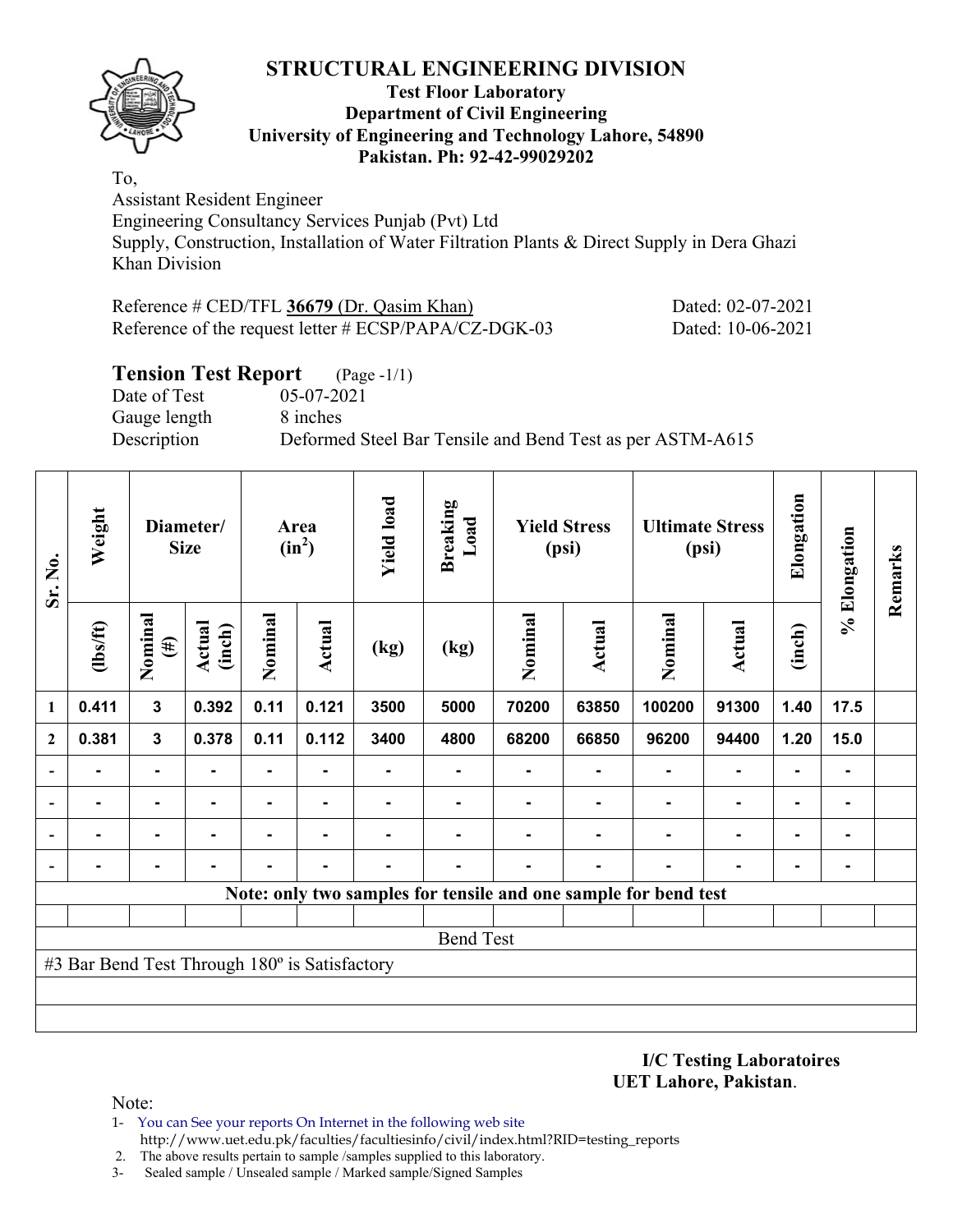# STRUCTURAL ENGINEERING DIVISION

**Test Floor Laboratory**
**Department of Civil Engineering**
**University of Engineering and Technology Lahore, 54890**
**Pakistan. Ph: 92-42-99029202**

To,
Assistant Resident Engineer
Engineering Consultancy Services Punjab (Pvt) Ltd
Supply, Construction, Installation of Water Filtration Plants & Direct Supply in Dera Ghazi Khan Division

Reference # CED/TFL **36679** (Dr. Qasim Khan) Dated: 02-07-2021
Reference of the request letter # ECSP/PAPA/CZ-DGK-03 Dated: 10-06-2021

## Tension Test Report (Page -1/1)

Date of Test 05-07-2021
Gauge length 8 inches
Description Deformed Steel Bar Tensile and Bend Test as per ASTM-A615

| Sr. No. | Weight | Diameter/ Size | | Area ($in^2$) | | Yield load | Breaking Load | Yield Stress (psi) | | Ultimate Stress (psi) | | Elongation | % Elongation | Remarks |
|---|---|---|---|---|---|---|---|---|---|---|---|---|---|---|
| | (lbs/ft) | Nominal (#) | Actual (inch) | Nominal | Actual | (kg) | (kg) | Nominal | Actual | Nominal | Actual | (inch) | | |
| 1 | 0.411 | 3 | 0.392 | 0.11 | 0.121 | 3500 | 5000 | 70200 | 63850 | 100200 | 91300 | 1.40 | 17.5 | |
| 2 | 0.381 | 3 | 0.378 | 0.11 | 0.112 | 3400 | 4800 | 68200 | 66850 | 96200 | 94400 | 1.20 | 15.0 | |
| - | - | - | - | - | - | - | - | - | - | - | - | - | - | |
| - | - | - | - | - | - | - | - | - | - | - | - | - | - | |
| - | - | - | - | - | - | - | - | - | - | - | - | - | - | |
| - | - | - | - | - | - | - | - | - | - | - | - | - | - | |
| **Note: only two samples for tensile and one sample for bend test** | | | | | | | | | | | | | | |
| Bend Test | | | | | | | | | | | | | | |
| #3 Bar Bend Test Through 180º is Satisfactory | | | | | | | | | | | | | | |

**I/C Testing Laboratoires**
**UET Lahore, Pakistan**.

Note:
1- You can See your reports On Internet in the following web site
 http://www.uet.edu.pk/faculties/facultiesinfo/civil/index.html?RID=testing_reports
2. The above results pertain to sample /samples supplied to this laboratory.
3- Sealed sample / Unsealed sample / Marked sample/Signed Samples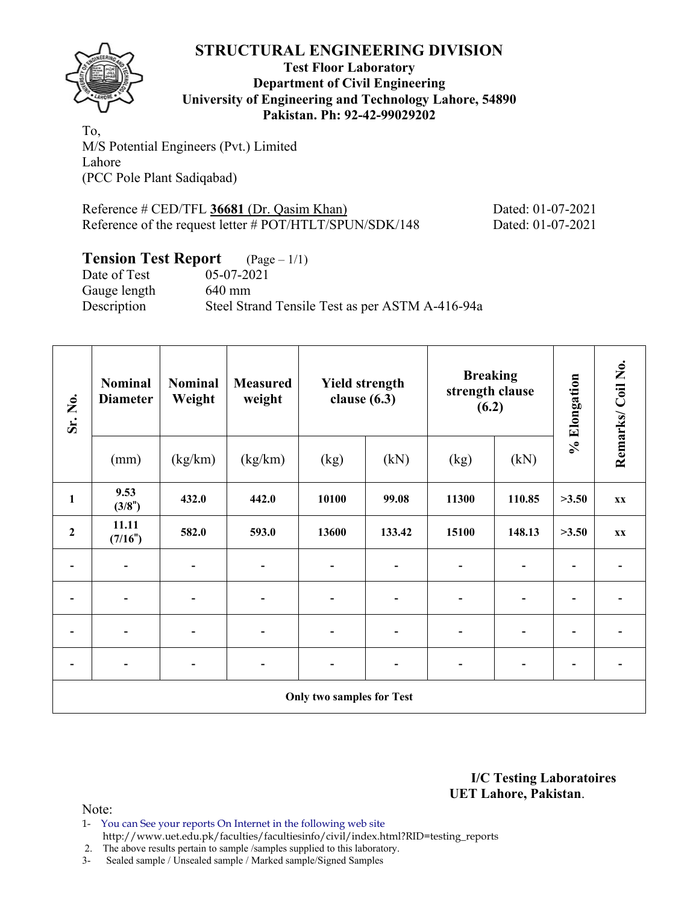# STRUCTURAL ENGINEERING DIVISION

**Test Floor Laboratory**
**Department of Civil Engineering**
**University of Engineering and Technology Lahore, 54890**
**Pakistan. Ph: 92-42-99029202**

To,
M/S Potential Engineers (Pvt.) Limited
Lahore
(PCC Pole Plant Sadiqabad)

Reference # CED/TFL **36681** (Dr. Qasim Khan) Dated: 01-07-2021
Reference of the request letter # POT/HTLT/SPUN/SDK/148 Dated: 01-07-2021

## Tension Test Report (Page – 1/1)

Date of Test 05-07-2021
Gauge length 640 mm
Description Steel Strand Tensile Test as per ASTM A-416-94a

| Sr. No. | Nominal Diameter | Nominal Weight | Measured weight | Yield strength clause (6.3) | | Breaking strength clause (6.2) | | % Elongation | Remarks/ Coil No. |
|---|---|---|---|---|---|---|---|---|---|
| | (mm) | (kg/km) | (kg/km) | (kg) | (kN) | (kg) | (kN) | | |
| **1** | **9.53 (3/8")** | **432.0** | **442.0** | **10100** | **99.08** | **11300** | **110.85** | **>3.50** | **xx** |
| **2** | **11.11 (7/16")** | **582.0** | **593.0** | **13600** | **133.42** | **15100** | **148.13** | **>3.50** | **xx** |
| - | - | - | - | - | - | - | - | - | - |
| - | - | - | - | - | - | - | - | - | - |
| - | - | - | - | - | - | - | - | - | - |
| - | - | - | - | - | - | - | - | - | - |
| **Only two samples for Test** | | | | | | | | | |

**I/C Testing Laboratoires**
**UET Lahore, Pakistan**.

Note:
1- You can See your reports On Internet in the following web site
http://www.uet.edu.pk/faculties/facultiesinfo/civil/index.html?RID=testing_reports
2. The above results pertain to sample /samples supplied to this laboratory.
3- Sealed sample / Unsealed sample / Marked sample/Signed Samples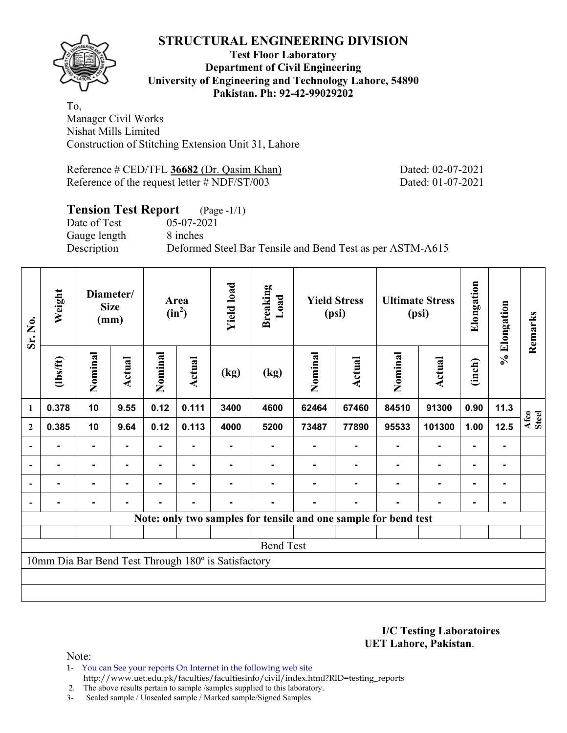# STRUCTURAL ENGINEERING DIVISION

**Test Floor Laboratory**
**Department of Civil Engineering**
**University of Engineering and Technology Lahore, 54890**
**Pakistan. Ph: 92-42-99029202**

To,
Manager Civil Works
Nishat Mills Limited
Construction of Stitching Extension Unit 31, Lahore

Reference # CED/TFL **36682** (Dr. Qasim Khan) Dated: 02-07-2021
Reference of the request letter # NDF/ST/003 Dated: 01-07-2021

## Tension Test Report (Page -1/1)

Date of Test 05-07-2021
Gauge length 8 inches
Description Deformed Steel Bar Tensile and Bend Test as per ASTM-A615

| Sr. No. | Weight | Diameter/ Size (mm) | | Area ($in^2$) | | Yield load | Breaking Load | Yield Stress (psi) | | Ultimate Stress (psi) | | Elongation | % Elongation | Remarks |
|---|---|---|---|---|---|---|---|---|---|---|---|---|---|---|
| | (lbs/ft) | Nominal | Actual | Nominal | Actual | (kg) | (kg) | Nominal | Actual | Nominal | Actual | (inch) | | |
| 1 | 0.378 | 10 | 9.55 | 0.12 | 0.111 | 3400 | 4600 | 62464 | 67460 | 84510 | 91300 | 0.90 | 11.3 | Afco Steel |
| 2 | 0.385 | 10 | 9.64 | 0.12 | 0.113 | 4000 | 5200 | 73487 | 77890 | 95533 | 101300 | 1.00 | 12.5 | |
| - | - | - | - | - | - | - | - | - | - | - | - | - | - | |
| - | - | - | - | - | - | - | - | - | - | - | - | - | - | |
| - | - | - | - | - | - | - | - | - | - | - | - | - | - | |
| - | - | - | - | - | - | - | - | - | - | - | - | - | - | |

**Note: only two samples for tensile and one sample for bend test**

Bend Test

10mm Dia Bar Bend Test Through 180º is Satisfactory

**I/C Testing Laboratoires**
**UET Lahore, Pakistan.**

Note:
1- You can See your reports On Internet in the following web site http://www.uet.edu.pk/faculties/facultiesinfo/civil/index.html?RID=testing_reports
2. The above results pertain to sample /samples supplied to this laboratory.
3- Sealed sample / Unsealed sample / Marked sample/Signed Samples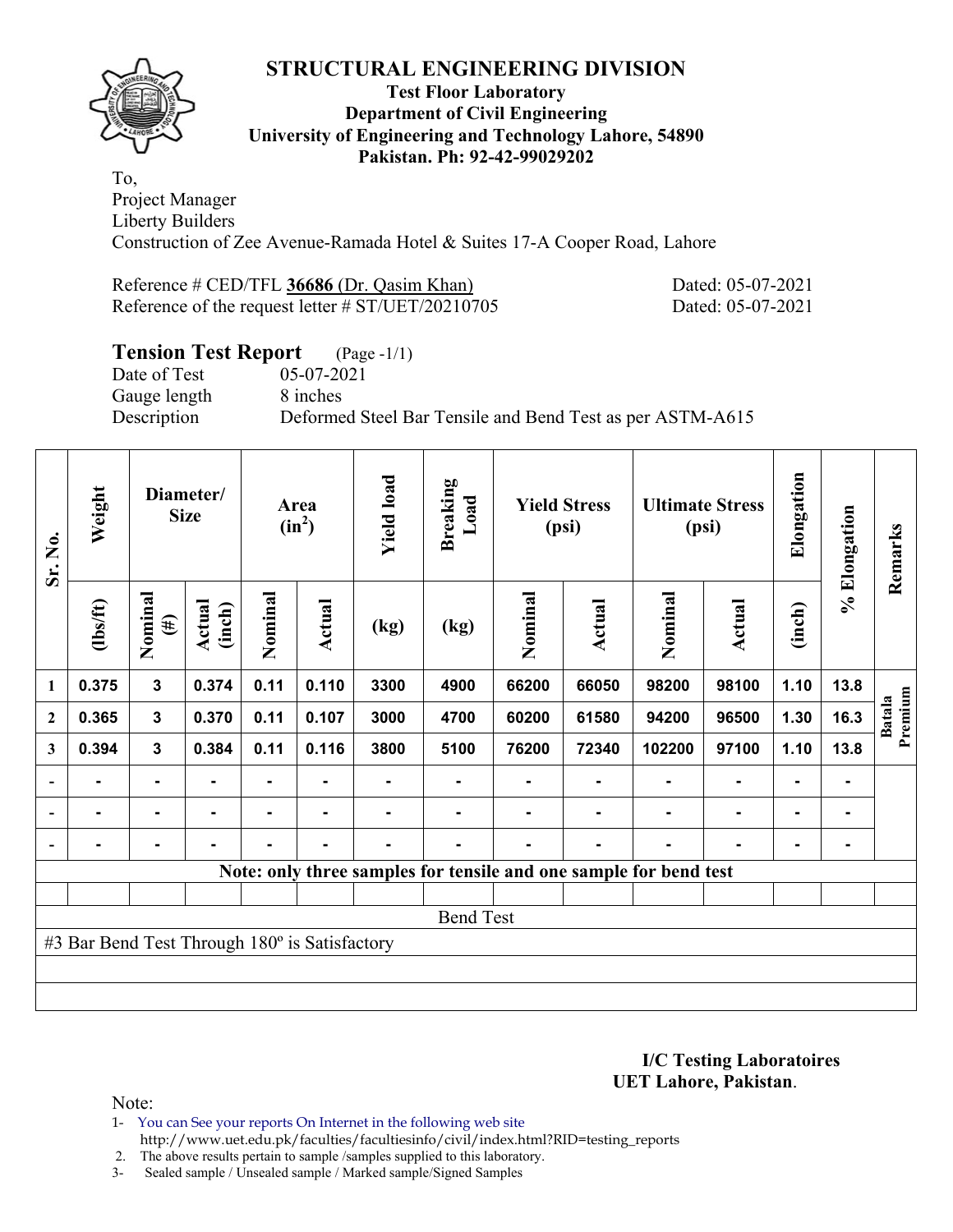# STRUCTURAL ENGINEERING DIVISION

**Test Floor Laboratory**
**Department of Civil Engineering**
**University of Engineering and Technology Lahore, 54890**
**Pakistan. Ph: 92-42-99029202**

To,
Project Manager
Liberty Builders
Construction of Zee Avenue-Ramada Hotel & Suites 17-A Cooper Road, Lahore

Reference # CED/TFL **36686** (Dr. Qasim Khan) Dated: 05-07-2021
Reference of the request letter # ST/UET/20210705 Dated: 05-07-2021

## Tension Test Report (Page -1/1)

Date of Test 05-07-2021
Gauge length 8 inches
Description Deformed Steel Bar Tensile and Bend Test as per ASTM-A615

| Sr. No. | Weight | Diameter/ Size | | Area ($in^2$) | | Yield load | Breaking Load | Yield Stress (psi) | | Ultimate Stress (psi) | | Elongation | % Elongation | Remarks |
|---|---|---|---|---|---|---|---|---|---|---|---|---|---|---|
| | (lbs/ft) | Nominal (#) | Actual (inch) | Nominal | Actual | (kg) | (kg) | Nominal | Actual | Nominal | Actual | (inch) | | |
| 1 | 0.375 | 3 | 0.374 | 0.11 | 0.110 | 3300 | 4900 | 66200 | 66050 | 98200 | 98100 | 1.10 | 13.8 | Batala Premium |
| 2 | 0.365 | 3 | 0.370 | 0.11 | 0.107 | 3000 | 4700 | 60200 | 61580 | 94200 | 96500 | 1.30 | 16.3 | |
| 3 | 0.394 | 3 | 0.384 | 0.11 | 0.116 | 3800 | 5100 | 76200 | 72340 | 102200 | 97100 | 1.10 | 13.8 | |
| - | - | - | - | - | - | - | - | - | - | - | - | - | - | |
| - | - | - | - | - | - | - | - | - | - | - | - | - | - | |
| - | - | - | - | - | - | - | - | - | - | - | - | - | - | |

**Note: only three samples for tensile and one sample for bend test**

Bend Test

#3 Bar Bend Test Through 180º is Satisfactory

**I/C Testing Laboratoires**
**UET Lahore, Pakistan.**

Note:
1- You can See your reports On Internet in the following web site
http://www.uet.edu.pk/faculties/facultiesinfo/civil/index.html?RID=testing_reports
2. The above results pertain to sample /samples supplied to this laboratory.
3- Sealed sample / Unsealed sample / Marked sample/Signed Samples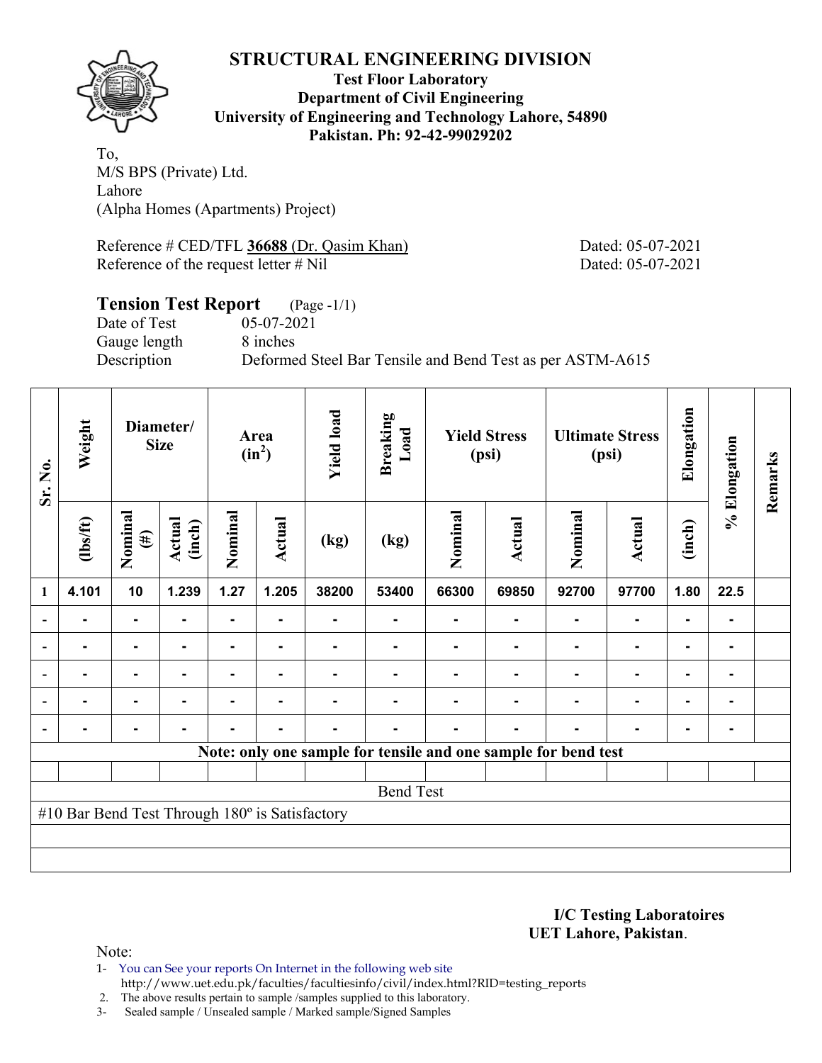# STRUCTURAL ENGINEERING DIVISION

**Test Floor Laboratory**
**Department of Civil Engineering**
**University of Engineering and Technology Lahore, 54890**
**Pakistan. Ph: 92-42-99029202**

To,
M/S BPS (Private) Ltd.
Lahore
(Alpha Homes (Apartments) Project)

Reference # CED/TFL **36688** (Dr. Qasim Khan) Dated: 05-07-2021
Reference of the request letter # Nil Dated: 05-07-2021

## Tension Test Report (Page -1/1)

Date of Test 05-07-2021
Gauge length 8 inches
Description Deformed Steel Bar Tensile and Bend Test as per ASTM-A615

| Sr. No. | Weight | Diameter/ Size | | Area ($in^2$) | | Yield load | Breaking Load | Yield Stress (psi) | | Ultimate Stress (psi) | | Elongation | % Elongation | Remarks |
|---|---|---|---|---|---|---|---|---|---|---|---|---|---|---|
| | (lbs/ft) | Nominal (#) | Actual (inch) | Nominal | Actual | (kg) | (kg) | Nominal | Actual | Nominal | Actual | (inch) | | |
| 1 | 4.101 | 10 | 1.239 | 1.27 | 1.205 | 38200 | 53400 | 66300 | 69850 | 92700 | 97700 | 1.80 | 22.5 | |
| - | - | - | - | - | - | - | - | - | - | - | - | - | - | |
| - | - | - | - | - | - | - | - | - | - | - | - | - | - | |
| - | - | - | - | - | - | - | - | - | - | - | - | - | - | |
| - | - | - | - | - | - | - | - | - | - | - | - | - | - | |
| - | - | - | - | - | - | - | - | - | - | - | - | - | - | |

**Note: only one sample for tensile and one sample for bend test**

Bend Test

#10 Bar Bend Test Through 180º is Satisfactory

**I/C Testing Laboratoires**
**UET Lahore, Pakistan**.

Note:

1- You can See your reports On Internet in the following web site
http://www.uet.edu.pk/faculties/facultiesinfo/civil/index.html?RID=testing_reports
2. The above results pertain to sample /samples supplied to this laboratory.
3- Sealed sample / Unsealed sample / Marked sample/Signed Samples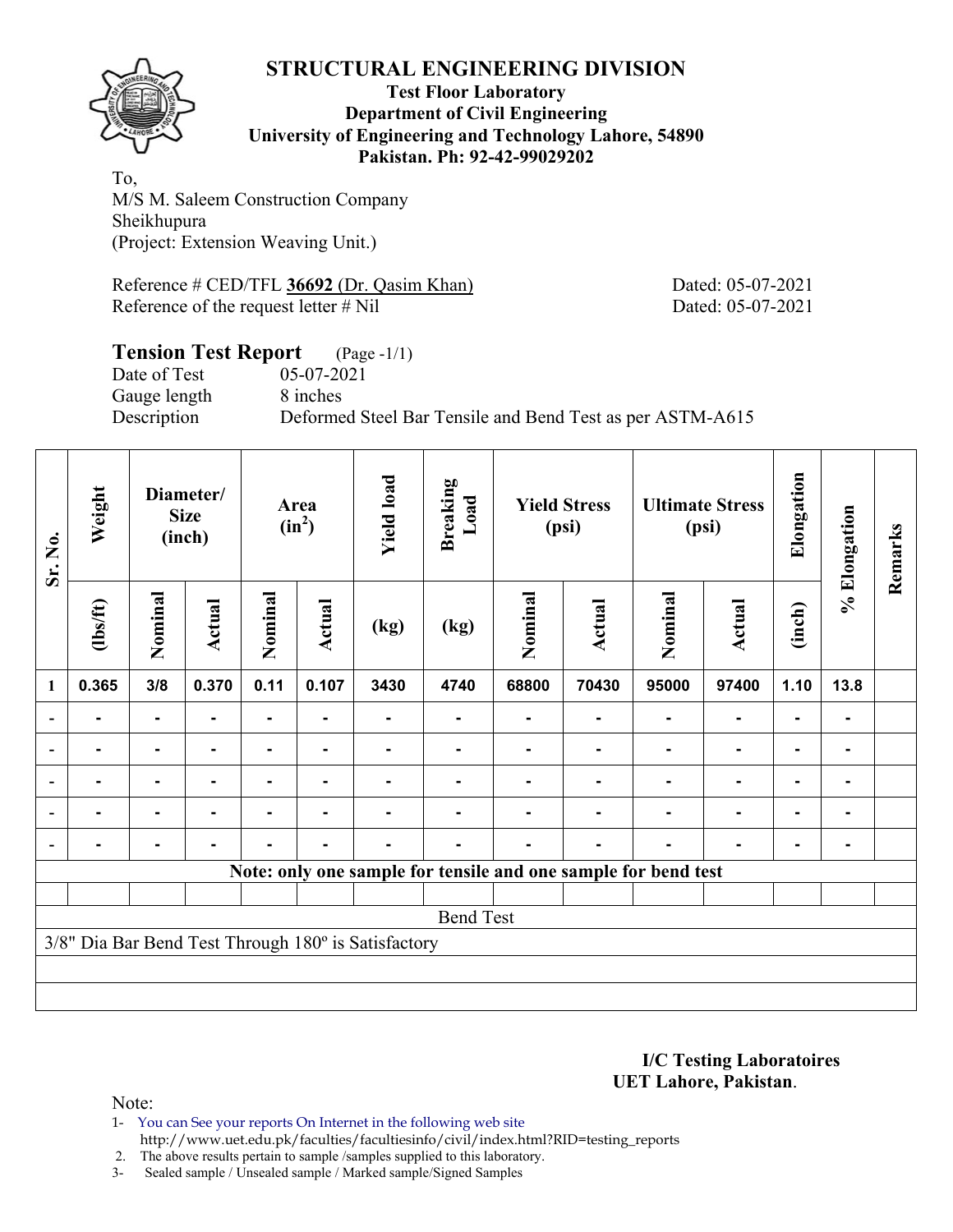# STRUCTURAL ENGINEERING DIVISION

**Test Floor Laboratory**
**Department of Civil Engineering**
**University of Engineering and Technology Lahore, 54890**
**Pakistan. Ph: 92-42-99029202**

To,
M/S M. Saleem Construction Company
Sheikhupura
(Project: Extension Weaving Unit.)

Reference # CED/TFL **36692** (Dr. Qasim Khan) Dated: 05-07-2021
Reference of the request letter # Nil Dated: 05-07-2021

## Tension Test Report (Page -1/1)

Date of Test 05-07-2021
Gauge length 8 inches
Description Deformed Steel Bar Tensile and Bend Test as per ASTM-A615

| Sr. No. | Weight | Diameter/ Size (inch) | | Area ($in^2$) | | Yield load | Breaking Load | Yield Stress (psi) | | Ultimate Stress (psi) | | Elongation | % Elongation | Remarks |
|---|---|---|---|---|---|---|---|---|---|---|---|---|---|---|
| | (lbs/ft) | Nominal | Actual | Nominal | Actual | (kg) | (kg) | Nominal | Actual | Nominal | Actual | (inch) | | |
| 1 | 0.365 | 3/8 | 0.370 | 0.11 | 0.107 | 3430 | 4740 | 68800 | 70430 | 95000 | 97400 | 1.10 | 13.8 | |
| - | - | - | - | - | - | - | - | - | - | - | - | - | - | |
| - | - | - | - | - | - | - | - | - | - | - | - | - | - | |
| - | - | - | - | - | - | - | - | - | - | - | - | - | - | |
| - | - | - | - | - | - | - | - | - | - | - | - | - | - | |
| - | - | - | - | - | - | - | - | - | - | - | - | - | - | |
| **Note: only one sample for tensile and one sample for bend test** | | | | | | | | | | | | | | |
| Bend Test | | | | | | | | | | | | | | |
| 3/8" Dia Bar Bend Test Through 180º is Satisfactory | | | | | | | | | | | | | | |

**I/C Testing Laboratoires**
**UET Lahore, Pakistan**.

Note:
1- You can See your reports On Internet in the following web site
http://www.uet.edu.pk/faculties/facultiesinfo/civil/index.html?RID=testing_reports
2. The above results pertain to sample /samples supplied to this laboratory.
3- Sealed sample / Unsealed sample / Marked sample/Signed Samples